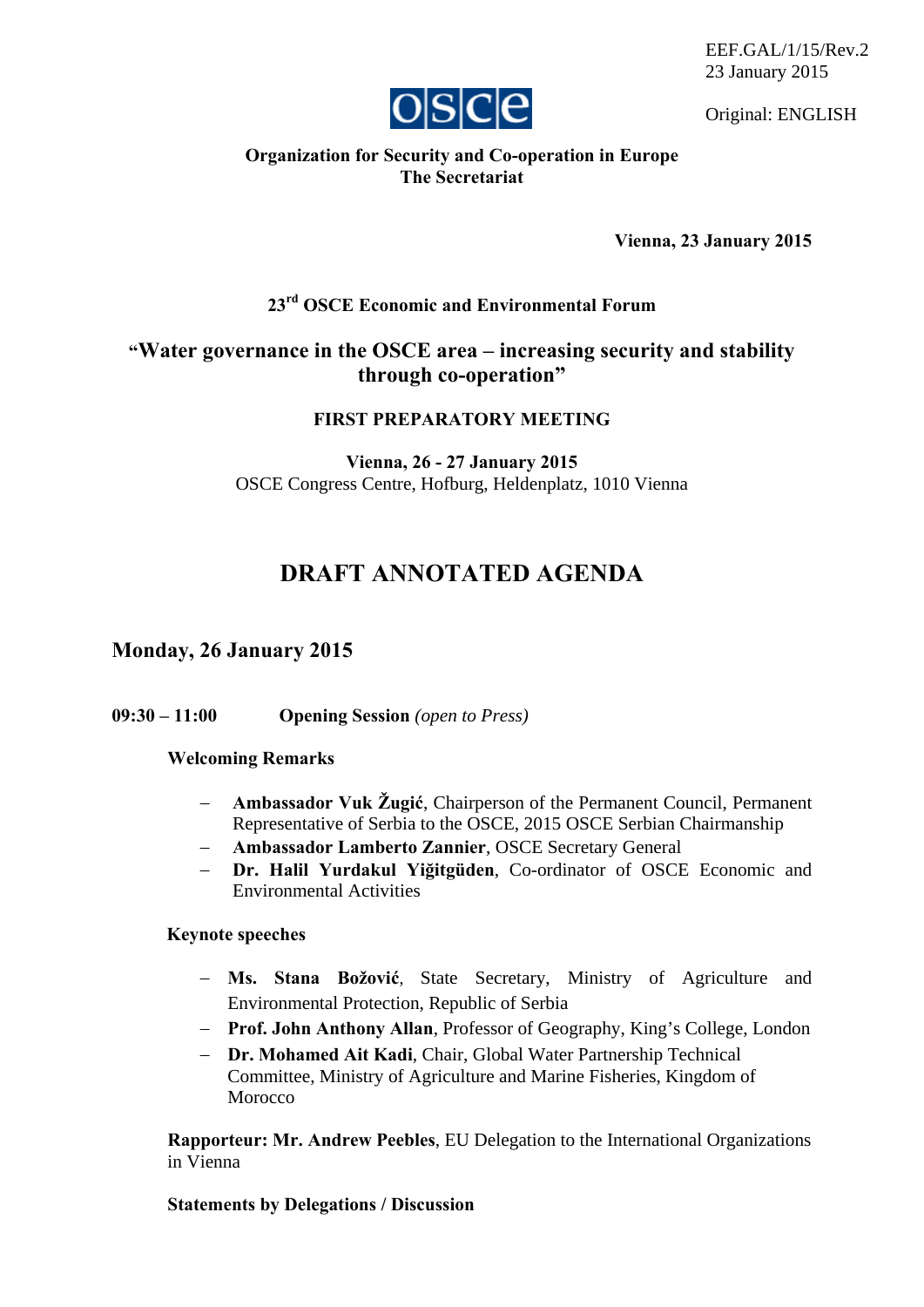EEF.GAL/1/15/Rev.2
23 January 2015

Original: ENGLISH

**Organization for Security and Co-operation in Europe**
**The Secretariat**

**Vienna, 23 January 2015**

**23rd OSCE Economic and Environmental Forum**

## "Water governance in the OSCE area – increasing security and stability through co-operation"

**FIRST PREPARATORY MEETING**

**Vienna, 26 - 27 January 2015**
OSCE Congress Centre, Hofburg, Heldenplatz, 1010 Vienna

# DRAFT ANNOTATED AGENDA

## Monday, 26 January 2015

**09:30 – 11:00** **Opening Session** *(open to Press)*

**Welcoming Remarks**

- **Ambassador Vuk Žugić**, Chairperson of the Permanent Council, Permanent Representative of Serbia to the OSCE, 2015 OSCE Serbian Chairmanship
- **Ambassador Lamberto Zannier**, OSCE Secretary General
- **Dr. Halil Yurdakul Yiğitgüden**, Co-ordinator of OSCE Economic and Environmental Activities

**Keynote speeches**

- **Ms. Stana Božović**, State Secretary, Ministry of Agriculture and Environmental Protection, Republic of Serbia
- **Prof. John Anthony Allan**, Professor of Geography, King's College, London
- **Dr. Mohamed Ait Kadi**, Chair, Global Water Partnership Technical Committee, Ministry of Agriculture and Marine Fisheries, Kingdom of Morocco

**Rapporteur: Mr. Andrew Peebles**, EU Delegation to the International Organizations in Vienna

**Statements by Delegations / Discussion**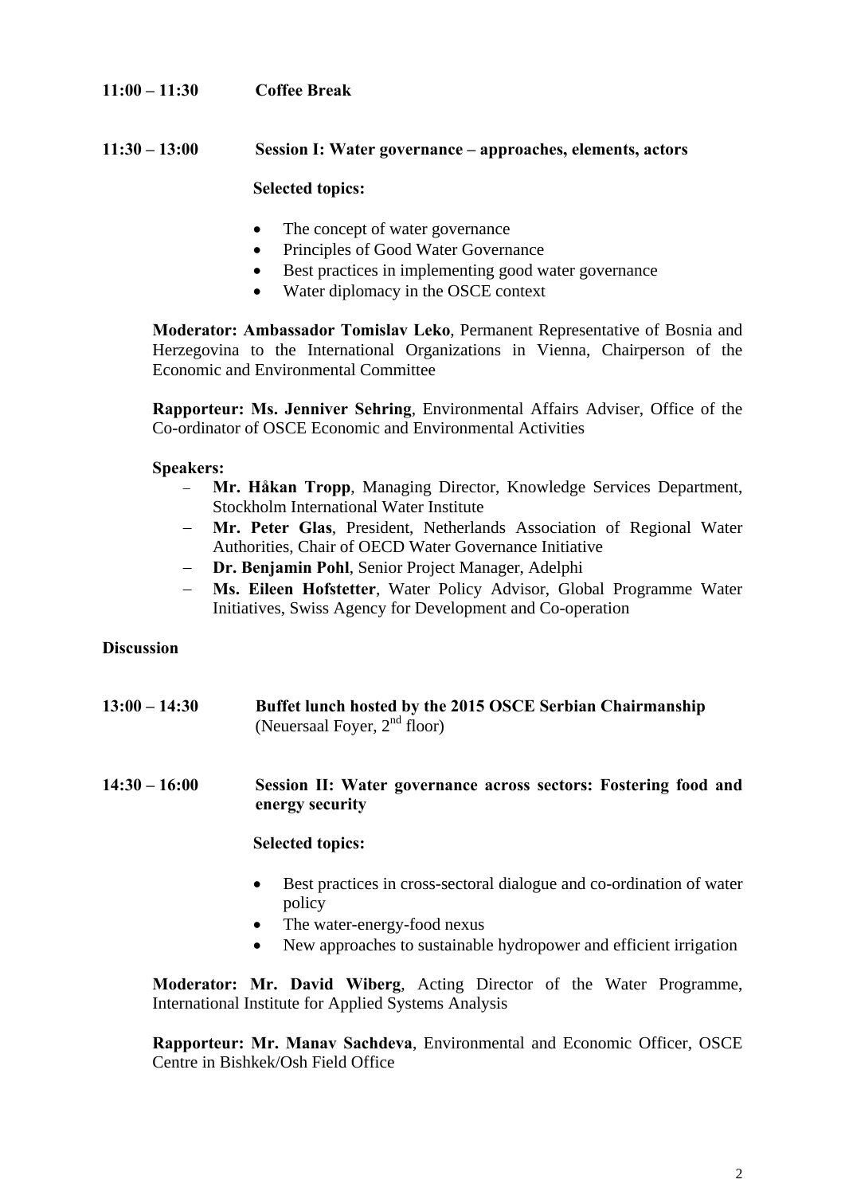**11:00 – 11:30 Coffee Break**

**11:30 – 13:00 Session I: Water governance – approaches, elements, actors**

**Selected topics:**

- The concept of water governance
- Principles of Good Water Governance
- Best practices in implementing good water governance
- Water diplomacy in the OSCE context

**Moderator: Ambassador Tomislav Leko**, Permanent Representative of Bosnia and Herzegovina to the International Organizations in Vienna, Chairperson of the Economic and Environmental Committee

**Rapporteur: Ms. Jenniver Sehring**, Environmental Affairs Adviser, Office of the Co-ordinator of OSCE Economic and Environmental Activities

**Speakers:**

- **Mr. Håkan Tropp**, Managing Director, Knowledge Services Department, Stockholm International Water Institute
- **Mr. Peter Glas**, President, Netherlands Association of Regional Water Authorities, Chair of OECD Water Governance Initiative
- **Dr. Benjamin Pohl**, Senior Project Manager, Adelphi
- **Ms. Eileen Hofstetter**, Water Policy Advisor, Global Programme Water Initiatives, Swiss Agency for Development and Co-operation

**Discussion**

**13:00 – 14:30 Buffet lunch hosted by the 2015 OSCE Serbian Chairmanship**
(Neuersaal Foyer, 2nd floor)

**14:30 – 16:00 Session II: Water governance across sectors: Fostering food and energy security**

**Selected topics:**

- Best practices in cross-sectoral dialogue and co-ordination of water policy
- The water-energy-food nexus
- New approaches to sustainable hydropower and efficient irrigation

**Moderator: Mr. David Wiberg**, Acting Director of the Water Programme, International Institute for Applied Systems Analysis

**Rapporteur: Mr. Manav Sachdeva**, Environmental and Economic Officer, OSCE Centre in Bishkek/Osh Field Office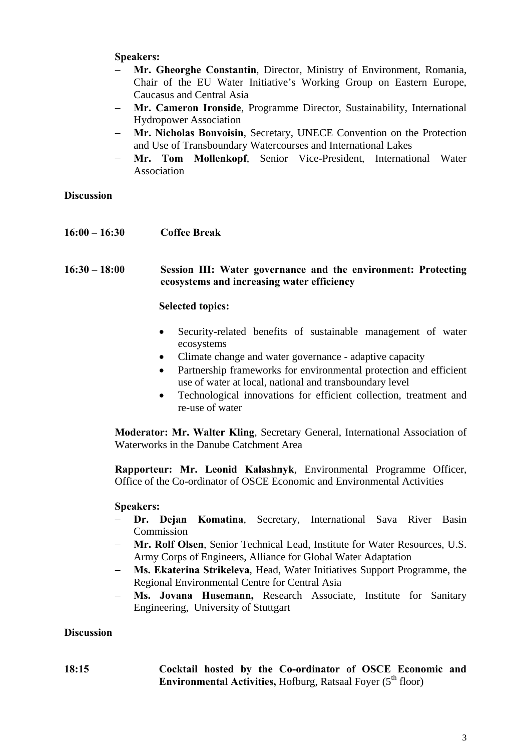**Speakers:**

- **Mr. Gheorghe Constantin**, Director, Ministry of Environment, Romania, Chair of the EU Water Initiative's Working Group on Eastern Europe, Caucasus and Central Asia
- **Mr. Cameron Ironside**, Programme Director, Sustainability, International Hydropower Association
- **Mr. Nicholas Bonvoisin**, Secretary, UNECE Convention on the Protection and Use of Transboundary Watercourses and International Lakes
- **Mr. Tom Mollenkopf**, Senior Vice-President, International Water Association

**Discussion**

**16:00 – 16:30 Coffee Break**

**16:30 – 18:00 Session III: Water governance and the environment: Protecting ecosystems and increasing water efficiency**

**Selected topics:**

- Security-related benefits of sustainable management of water ecosystems
- Climate change and water governance - adaptive capacity
- Partnership frameworks for environmental protection and efficient use of water at local, national and transboundary level
- Technological innovations for efficient collection, treatment and re-use of water

**Moderator: Mr. Walter Kling**, Secretary General, International Association of Waterworks in the Danube Catchment Area

**Rapporteur: Mr. Leonid Kalashnyk**, Environmental Programme Officer, Office of the Co-ordinator of OSCE Economic and Environmental Activities

**Speakers:**

- **Dr. Dejan Komatina**, Secretary, International Sava River Basin Commission
- **Mr. Rolf Olsen**, Senior Technical Lead, Institute for Water Resources, U.S. Army Corps of Engineers, Alliance for Global Water Adaptation
- **Ms. Ekaterina Strikeleva**, Head, Water Initiatives Support Programme, the Regional Environmental Centre for Central Asia
- **Ms. Jovana Husemann,** Research Associate, Institute for Sanitary Engineering, University of Stuttgart

**Discussion**

**18:15 Cocktail hosted by the Co-ordinator of OSCE Economic and Environmental Activities,** Hofburg, Ratsaal Foyer (5th floor)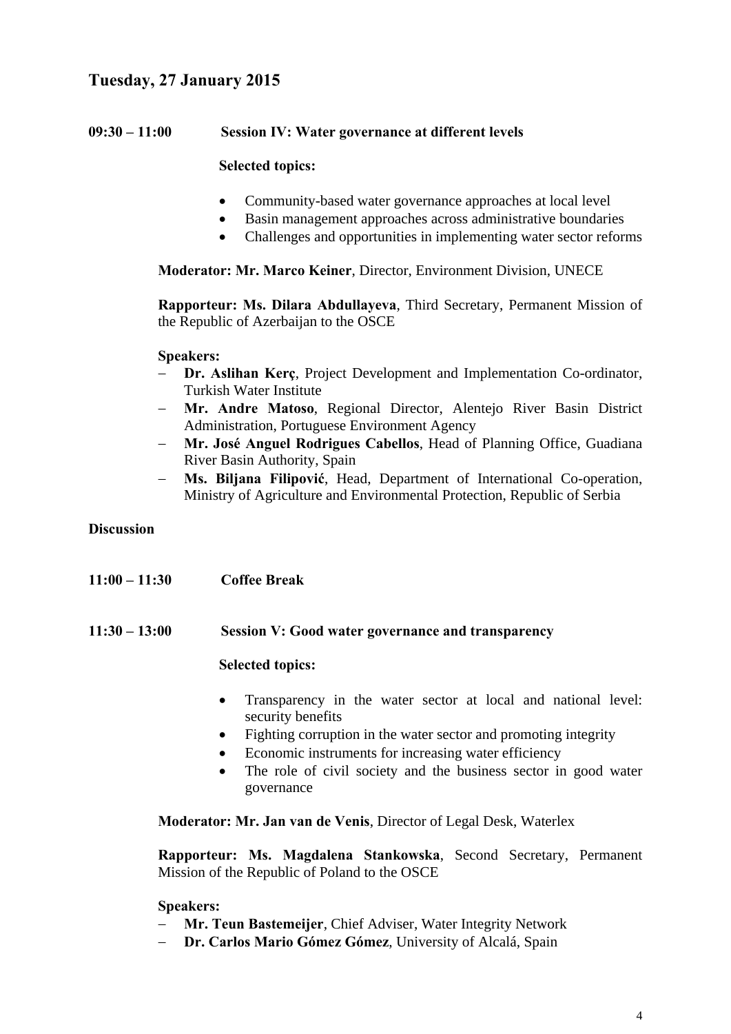## Tuesday, 27 January 2015

**09:30 – 11:00 Session IV: Water governance at different levels**

**Selected topics:**

- Community-based water governance approaches at local level
- Basin management approaches across administrative boundaries
- Challenges and opportunities in implementing water sector reforms

**Moderator: Mr. Marco Keiner**, Director, Environment Division, UNECE

**Rapporteur: Ms. Dilara Abdullayeva**, Third Secretary, Permanent Mission of the Republic of Azerbaijan to the OSCE

**Speakers:**

- **Dr. Aslihan Kerç**, Project Development and Implementation Co-ordinator, Turkish Water Institute
- **Mr. Andre Matoso**, Regional Director, Alentejo River Basin District Administration, Portuguese Environment Agency
- **Mr. José Anguel Rodrigues Cabellos**, Head of Planning Office, Guadiana River Basin Authority, Spain
- **Ms. Biljana Filipović**, Head, Department of International Co-operation, Ministry of Agriculture and Environmental Protection, Republic of Serbia

**Discussion**

**11:00 – 11:30 Coffee Break**

**11:30 – 13:00 Session V: Good water governance and transparency**

**Selected topics:**

- Transparency in the water sector at local and national level: security benefits
- Fighting corruption in the water sector and promoting integrity
- Economic instruments for increasing water efficiency
- The role of civil society and the business sector in good water governance

**Moderator: Mr. Jan van de Venis**, Director of Legal Desk, Waterlex

**Rapporteur: Ms. Magdalena Stankowska**, Second Secretary, Permanent Mission of the Republic of Poland to the OSCE

**Speakers:**

- **Mr. Teun Bastemeijer**, Chief Adviser, Water Integrity Network
- **Dr. Carlos Mario Gómez Gómez**, University of Alcalá, Spain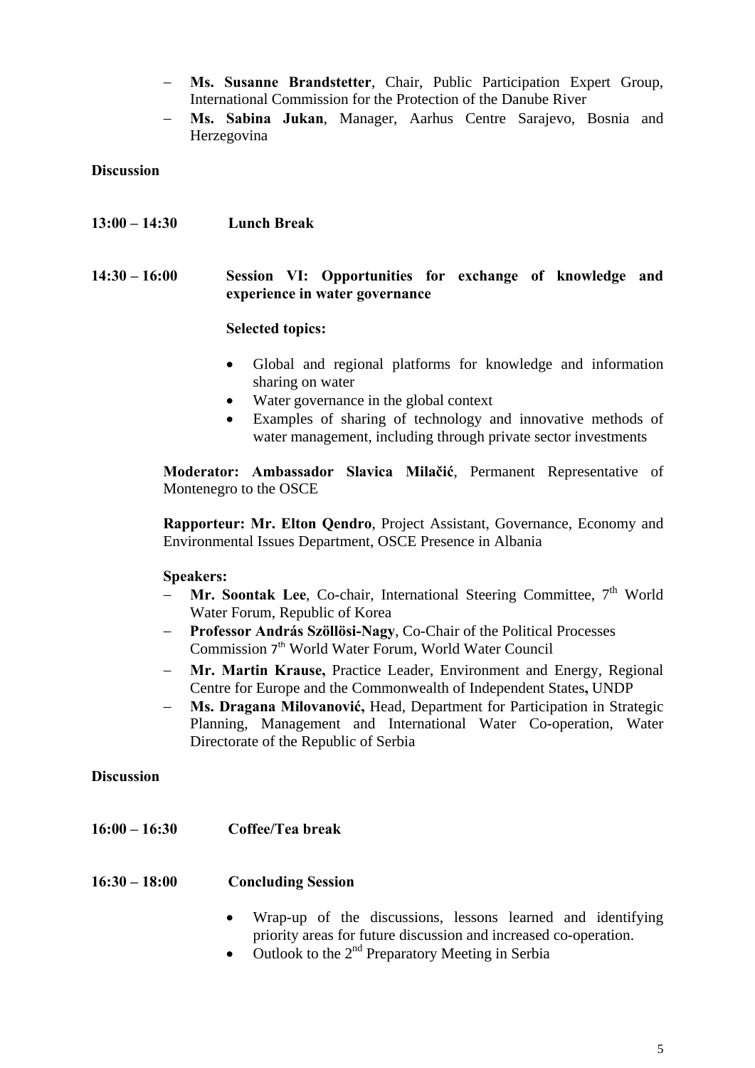- **Ms. Susanne Brandstetter**, Chair, Public Participation Expert Group, International Commission for the Protection of the Danube River
- **Ms. Sabina Jukan**, Manager, Aarhus Centre Sarajevo, Bosnia and Herzegovina

**Discussion**

**13:00 – 14:30 Lunch Break**

**14:30 – 16:00 Session VI: Opportunities for exchange of knowledge and experience in water governance**

**Selected topics:**

- Global and regional platforms for knowledge and information sharing on water
- Water governance in the global context
- Examples of sharing of technology and innovative methods of water management, including through private sector investments

**Moderator: Ambassador Slavica Milačić**, Permanent Representative of Montenegro to the OSCE

**Rapporteur: Mr. Elton Qendro**, Project Assistant, Governance, Economy and Environmental Issues Department, OSCE Presence in Albania

**Speakers:**

- **Mr. Soontak Lee**, Co-chair, International Steering Committee, 7th World Water Forum, Republic of Korea
- **Professor András Szöllösi-Nagy**, Co-Chair of the Political Processes Commission 7th World Water Forum, World Water Council
- **Mr. Martin Krause,** Practice Leader, Environment and Energy, Regional Centre for Europe and the Commonwealth of Independent States**,** UNDP
- **Ms. Dragana Milovanović,** Head, Department for Participation in Strategic Planning, Management and International Water Co-operation, Water Directorate of the Republic of Serbia

**Discussion**

**16:00 – 16:30 Coffee/Tea break**

**16:30 – 18:00 Concluding Session**

- Wrap-up of the discussions, lessons learned and identifying priority areas for future discussion and increased co-operation.
- Outlook to the 2nd Preparatory Meeting in Serbia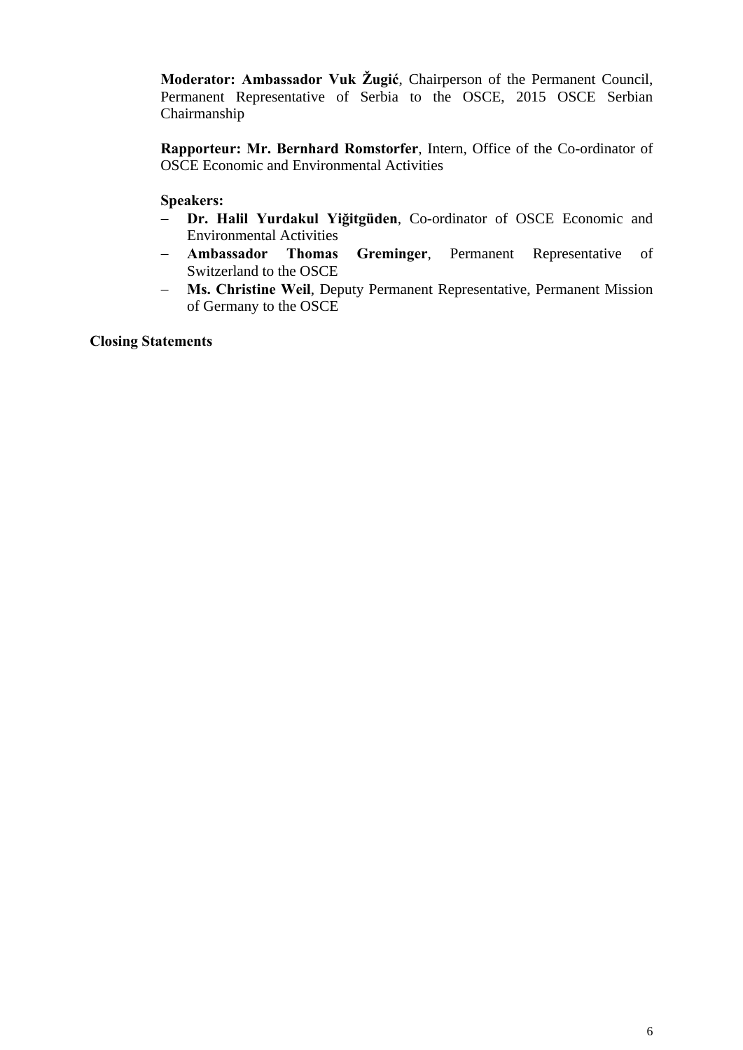**Moderator: Ambassador Vuk Žugić**, Chairperson of the Permanent Council, Permanent Representative of Serbia to the OSCE, 2015 OSCE Serbian Chairmanship

**Rapporteur: Mr. Bernhard Romstorfer**, Intern, Office of the Co-ordinator of OSCE Economic and Environmental Activities

**Speakers:**

- **Dr. Halil Yurdakul Yiğitgüden**, Co-ordinator of OSCE Economic and Environmental Activities
- **Ambassador Thomas Greminger**, Permanent Representative of Switzerland to the OSCE
- **Ms. Christine Weil**, Deputy Permanent Representative, Permanent Mission of Germany to the OSCE

**Closing Statements**